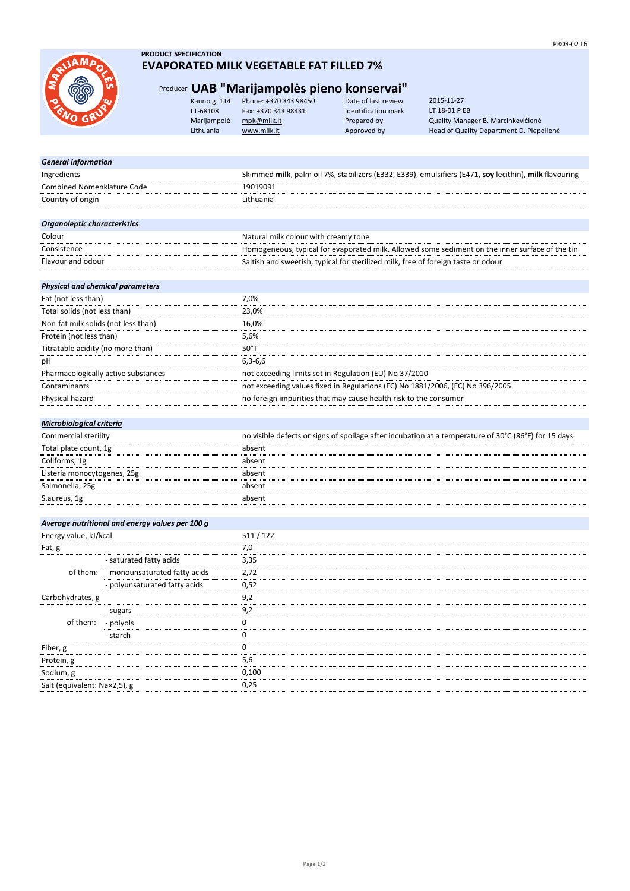PR03-02 L6

**PRODUCT SPECIFICATION**

# EVAPORATED MILK VEGETABLE FAT FILLED 7%

## Producer UAB "Marijampolės pieno konservai"

| | | | |
|---|---|---|---|
| Kauno g. 114 | Phone: +370 343 98450 | Date of last review | 2015-11-27 |
| LT-68108 | Fax: +370 343 98431 | Identification mark | LT 18-01 P EB |
| Marijampolė | mpk@milk.lt | Prepared by | Quality Manager B. Marcinkevičienė |
| Lithuania | www.milk.lt | Approved by | Head of Quality Department D. Piepolienė |

| ***General information*** | |
|---|---|
| Ingredients | Skimmed **milk**, palm oil 7%, stabilizers (E332, E339), emulsifiers (E471, **soy** lecithin), **milk** flavouring |
| Combined Nomenklature Code | 19019091 |
| Country of origin | Lithuania |

| ***Organoleptic characteristics*** | |
|---|---|
| Colour | Natural milk colour with creamy tone |
| Consistence | Homogeneous, typical for evaporated milk. Allowed some sediment on the inner surface of the tin |
| Flavour and odour | Saltish and sweetish, typical for sterilized milk, free of foreign taste or odour |

| ***Physical and chemical parameters*** | |
|---|---|
| Fat (not less than) | 7,0% |
| Total solids (not less than) | 23,0% |
| Non-fat milk solids (not less than) | 16,0% |
| Protein (not less than) | 5,6% |
| Titratable acidity (no more than) | 50°T |
| pH | 6,3-6,6 |
| Pharmacologically active substances | not exceeding limits set in Regulation (EU) No 37/2010 |
| Contaminants | not exceeding values fixed in Regulations (EC) No 1881/2006, (EC) No 396/2005 |
| Physical hazard | no foreign impurities that may cause health risk to the consumer |

| ***Microbiological criteria*** | |
|---|---|
| Commercial sterility | no visible defects or signs of spoilage after incubation at a temperature of 30°C (86°F) for 15 days |
| Total plate count, 1g | absent |
| Coliforms, 1g | absent |
| Listeria monocytogenes, 25g | absent |
| Salmonella, 25g | absent |
| S.aureus, 1g | absent |

| ***Average nutritional and energy values per 100 g*** | | |
|---|---|---|
| Energy value, kJ/kcal | | 511 / 122 |
| Fat, g | | 7,0 |
| | - saturated fatty acids | 3,35 |
| of them: | - monounsaturated fatty acids | 2,72 |
| | - polyunsaturated fatty acids | 0,52 |
| Carbohydrates, g | | 9,2 |
| | - sugars | 9,2 |
| of them: | - polyols | 0 |
| | - starch | 0 |
| Fiber, g | | 0 |
| Protein, g | | 5,6 |
| Sodium, g | | 0,100 |
| Salt (equivalent: Na×2,5), g | | 0,25 |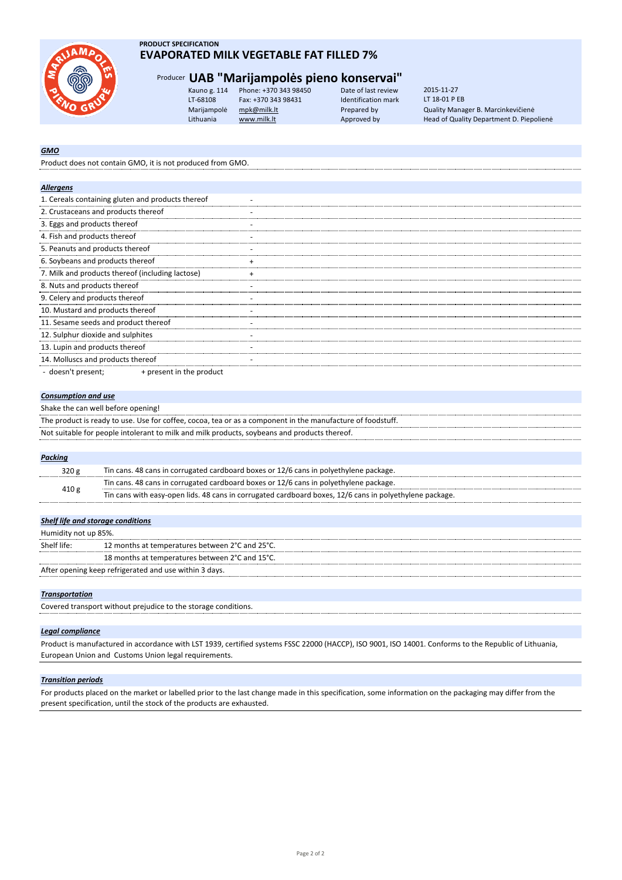**PRODUCT SPECIFICATION**

# EVAPORATED MILK VEGETABLE FAT FILLED 7%

Producer **UAB "Marijampolės pieno konservai"**

| | | | |
|---|---|---|---|
| Kauno g. 114 | Phone: +370 343 98450 | Date of last review | 2015-11-27 |
| LT-68108 | Fax: +370 343 98431 | Identification mark | LT 18-01 P EB |
| Marijampolė | mpk@milk.lt | Prepared by | Quality Manager B. Marcinkevičienė |
| Lithuania | www.milk.lt | Approved by | Head of Quality Department D. Piepolienė |

## *GMO*

Product does not contain GMO, it is not produced from GMO.

## *Allergens*

| | |
|---|---|
| 1. Cereals containing gluten and products thereof | - |
| 2. Crustaceans and products thereof | - |
| 3. Eggs and products thereof | - |
| 4. Fish and products thereof | - |
| 5. Peanuts and products thereof | - |
| 6. Soybeans and products thereof | + |
| 7. Milk and products thereof (including lactose) | + |
| 8. Nuts and products thereof | - |
| 9. Celery and products thereof | - |
| 10. Mustard and products thereof | - |
| 11. Sesame seeds and product thereof | - |
| 12. Sulphur dioxide and sulphites | - |
| 13. Lupin and products thereof | - |
| 14. Molluscs and products thereof | - |

- doesn't present; + present in the product

## *Consumption and use*

Shake the can well before opening!

The product is ready to use. Use for coffee, cocoa, tea or as a component in the manufacture of foodstuff.

Not suitable for people intolerant to milk and milk products, soybeans and products thereof.

## *Packing*

| | |
|---|---|
| 320 g | Tin cans. 48 cans in corrugated cardboard boxes or 12/6 cans in polyethylene package. |
| 410 g | Tin cans. 48 cans in corrugated cardboard boxes or 12/6 cans in polyethylene package. |
| | Tin cans with easy-open lids. 48 cans in corrugated cardboard boxes, 12/6 cans in polyethylene package. |

## *Shelf life and storage conditions*

Humidity not up 85%.

| | |
|---|---|
| Shelf life: | 12 months at temperatures between 2°C and 25°C. |
| | 18 months at temperatures between 2°C and 15°C. |

After opening keep refrigerated and use within 3 days.

## *Transportation*

Covered transport without prejudice to the storage conditions.

## *Legal compliance*

Product is manufactured in accordance with LST 1939, certified systems FSSC 22000 (HACCP), ISO 9001, ISO 14001. Conforms to the Republic of Lithuania, European Union and Customs Union legal requirements.

## *Transition periods*

For products placed on the market or labelled prior to the last change made in this specification, some information on the packaging may differ from the present specification, until the stock of the products are exhausted.